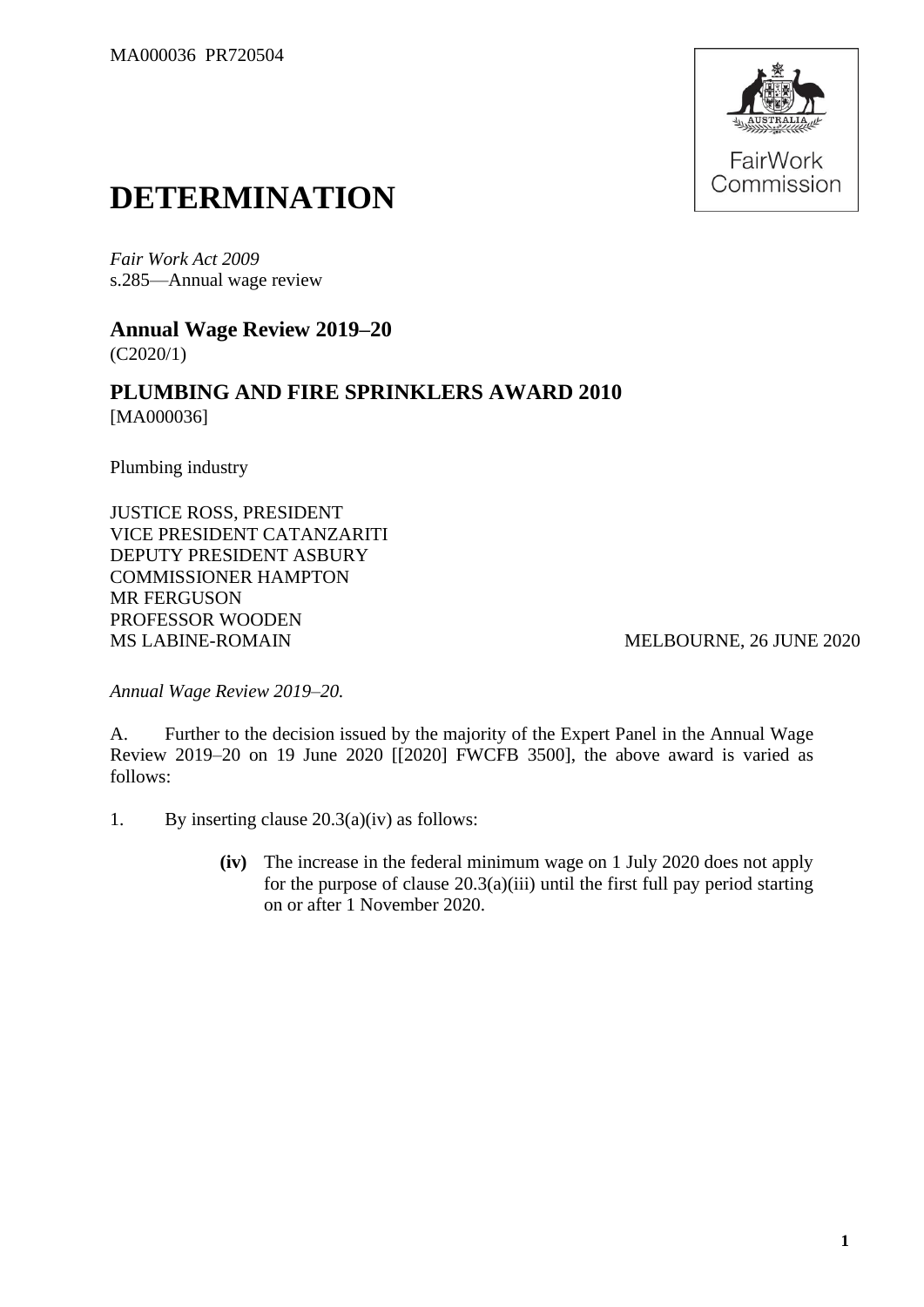MA000036 PR720504

# DETERMINATION

*Fair Work Act 2009*
s.285—Annual wage review

## Annual Wage Review 2019–20

(C2020/1)

## PLUMBING AND FIRE SPRINKLERS AWARD 2010

[MA000036]

Plumbing industry

JUSTICE ROSS, PRESIDENT
VICE PRESIDENT CATANZARITI
DEPUTY PRESIDENT ASBURY
COMMISSIONER HAMPTON
MR FERGUSON
PROFESSOR WOODEN
MS LABINE-ROMAIN

MELBOURNE, 26 JUNE 2020

*Annual Wage Review 2019–20.*

A. Further to the decision issued by the majority of the Expert Panel in the Annual Wage Review 2019–20 on 19 June 2020 [[2020] FWCFB 3500], the above award is varied as follows:

1. By inserting clause 20.3(a)(iv) as follows:

   **(iv)** The increase in the federal minimum wage on 1 July 2020 does not apply for the purpose of clause 20.3(a)(iii) until the first full pay period starting on or after 1 November 2020.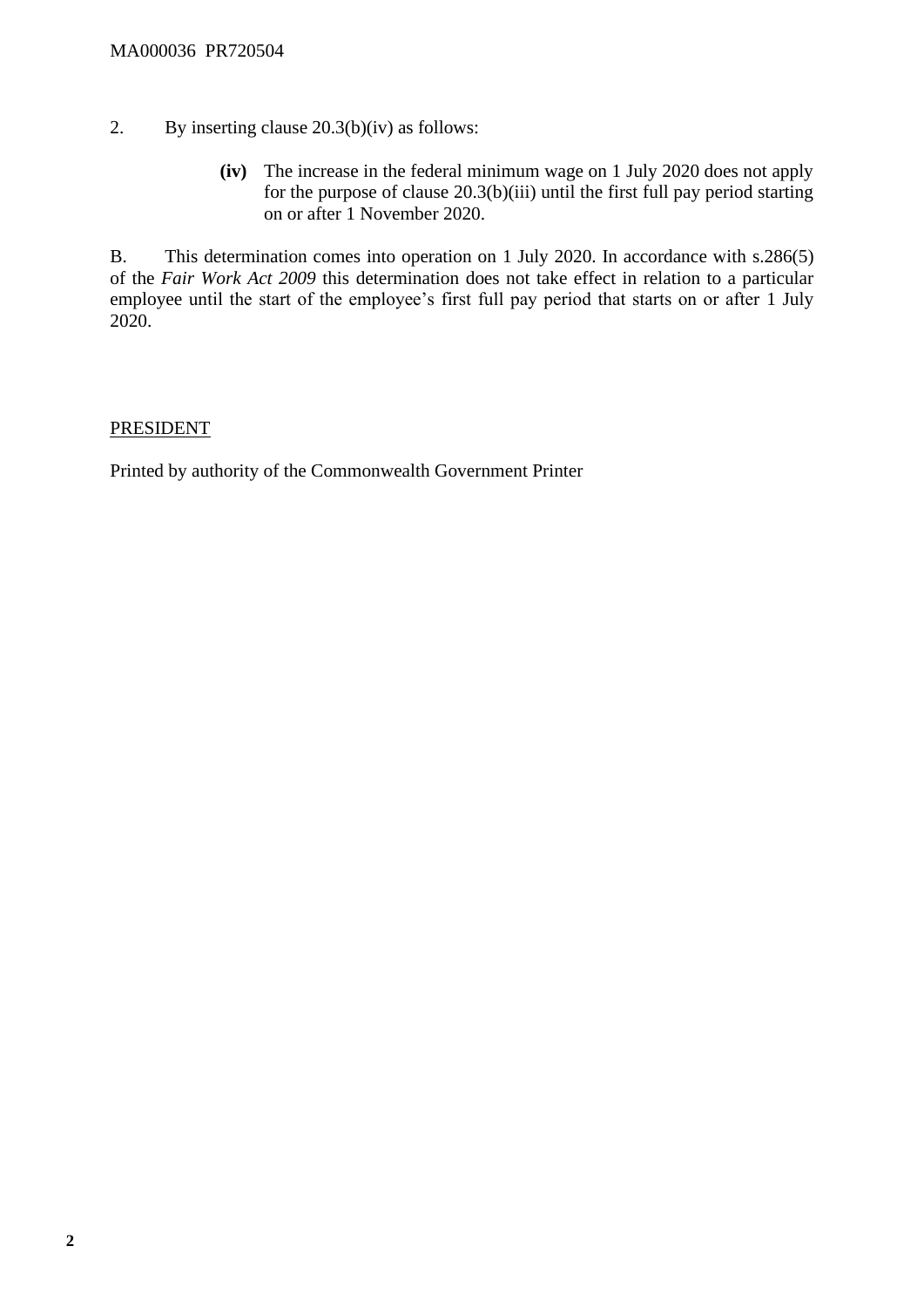2. By inserting clause 20.3(b)(iv) as follows:

> **(iv)** The increase in the federal minimum wage on 1 July 2020 does not apply for the purpose of clause 20.3(b)(iii) until the first full pay period starting on or after 1 November 2020.

B. This determination comes into operation on 1 July 2020. In accordance with s.286(5) of the *Fair Work Act 2009* this determination does not take effect in relation to a particular employee until the start of the employee's first full pay period that starts on or after 1 July 2020.

PRESIDENT

Printed by authority of the Commonwealth Government Printer